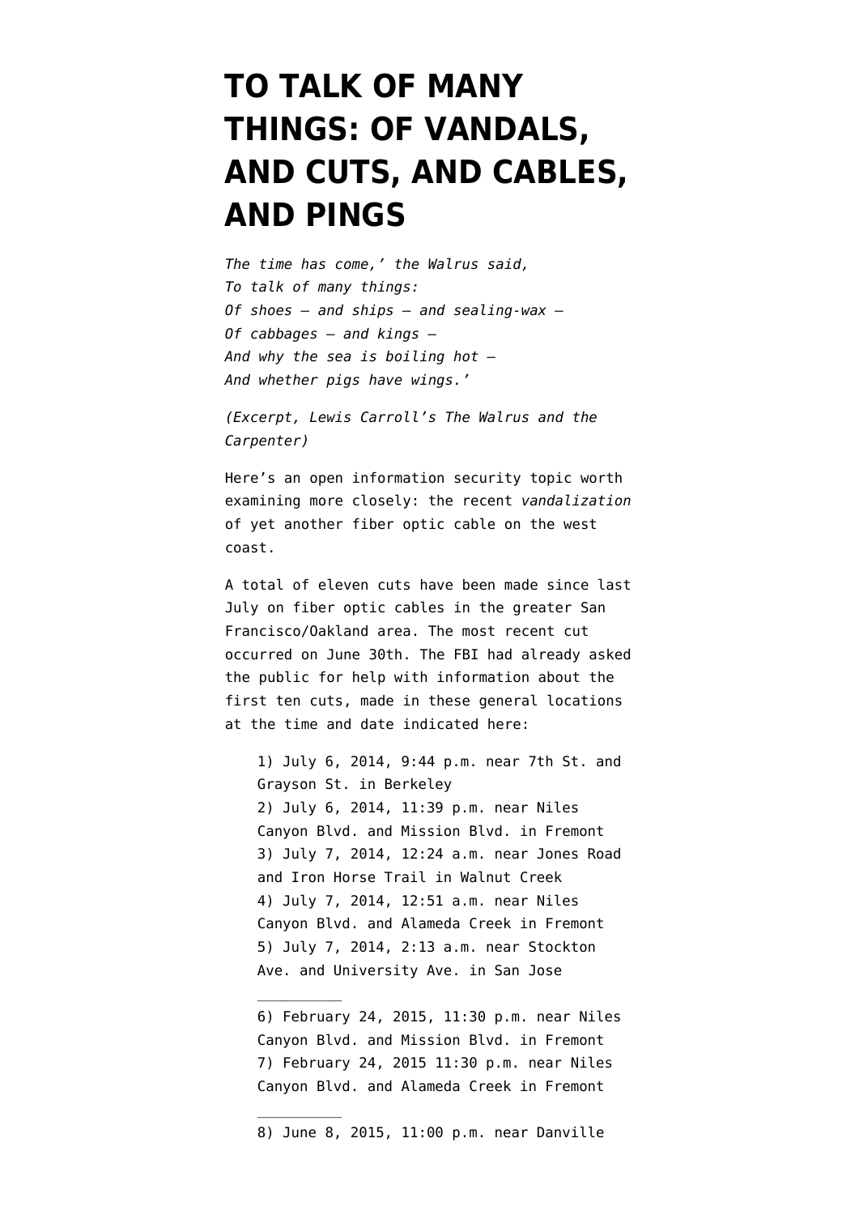# TO TALK OF MANY THINGS: OF VANDALS, AND CUTS, AND CABLES, AND PINGS

*The time has come,' the Walrus said,*
*To talk of many things:*
*Of shoes — and ships — and sealing-wax —*
*Of cabbages — and kings —*
*And why the sea is boiling hot —*
*And whether pigs have wings.'*

*(Excerpt, Lewis Carroll's The Walrus and the Carpenter)*

Here's an open information security topic worth examining more closely: the recent *vandalization* of yet another fiber optic cable on the west coast.

A total of eleven cuts have been made since last July on fiber optic cables in the greater San Francisco/Oakland area. The most recent cut occurred on June 30th. The FBI had already asked the public for help with information about the first ten cuts, made in these general locations at the time and date indicated here:

> 1) July 6, 2014, 9:44 p.m. near 7th St. and Grayson St. in Berkeley
> 2) July 6, 2014, 11:39 p.m. near Niles Canyon Blvd. and Mission Blvd. in Fremont
> 3) July 7, 2014, 12:24 a.m. near Jones Road and Iron Horse Trail in Walnut Creek
> 4) July 7, 2014, 12:51 a.m. near Niles Canyon Blvd. and Alameda Creek in Fremont
> 5) July 7, 2014, 2:13 a.m. near Stockton Ave. and University Ave. in San Jose
>
> ———
>
> 6) February 24, 2015, 11:30 p.m. near Niles Canyon Blvd. and Mission Blvd. in Fremont
> 7) February 24, 2015 11:30 p.m. near Niles Canyon Blvd. and Alameda Creek in Fremont
>
> ———
>
> 8) June 8, 2015, 11:00 p.m. near Danville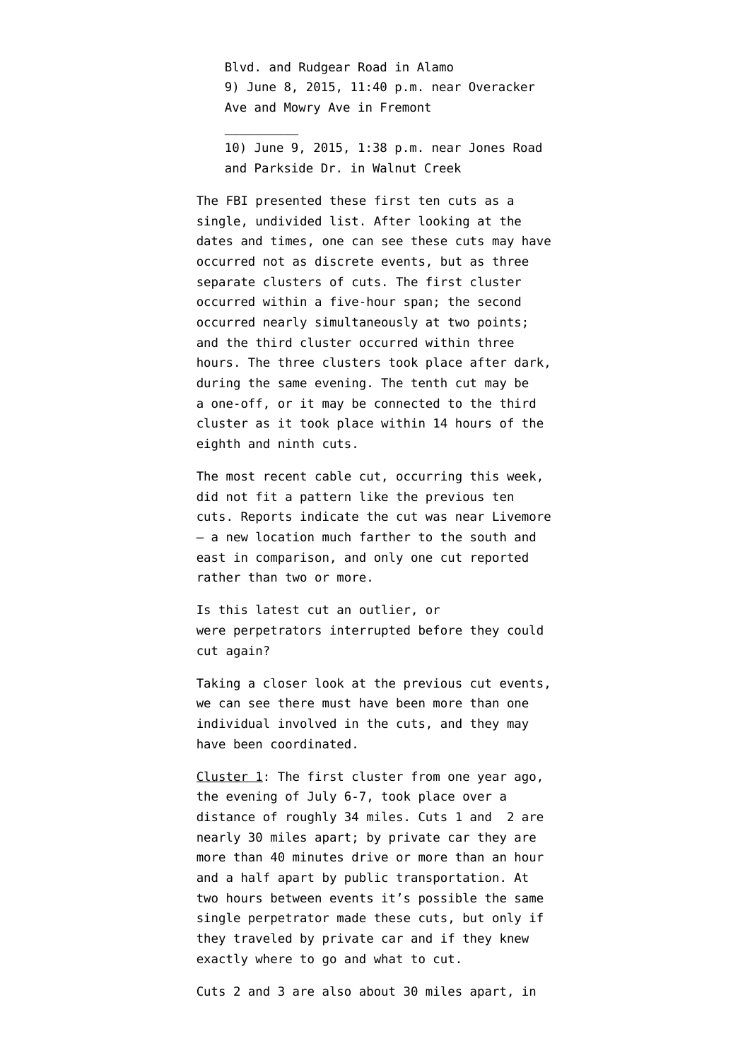Blvd. and Rudgear Road in Alamo
9) June 8, 2015, 11:40 p.m. near Overacker Ave and Mowry Ave in Fremont

---

10) June 9, 2015, 1:38 p.m. near Jones Road and Parkside Dr. in Walnut Creek

The FBI presented these first ten cuts as a single, undivided list. After looking at the dates and times, one can see these cuts may have occurred not as discrete events, but as three separate clusters of cuts. The first cluster occurred within a five-hour span; the second occurred nearly simultaneously at two points; and the third cluster occurred within three hours. The three clusters took place after dark, during the same evening. The tenth cut may be a one-off, or it may be connected to the third cluster as it took place within 14 hours of the eighth and ninth cuts.

The most recent cable cut, occurring this week, did not fit a pattern like the previous ten cuts. Reports indicate the cut was near Livemore — a new location much farther to the south and east in comparison, and only one cut reported rather than two or more.

Is this latest cut an outlier, or were perpetrators interrupted before they could cut again?

Taking a closer look at the previous cut events, we can see there must have been more than one individual involved in the cuts, and they may have been coordinated.

Cluster 1: The first cluster from one year ago, the evening of July 6-7, took place over a distance of roughly 34 miles. Cuts 1 and 2 are nearly 30 miles apart; by private car they are more than 40 minutes drive or more than an hour and a half apart by public transportation. At two hours between events it's possible the same single perpetrator made these cuts, but only if they traveled by private car and if they knew exactly where to go and what to cut.

Cuts 2 and 3 are also about 30 miles apart, in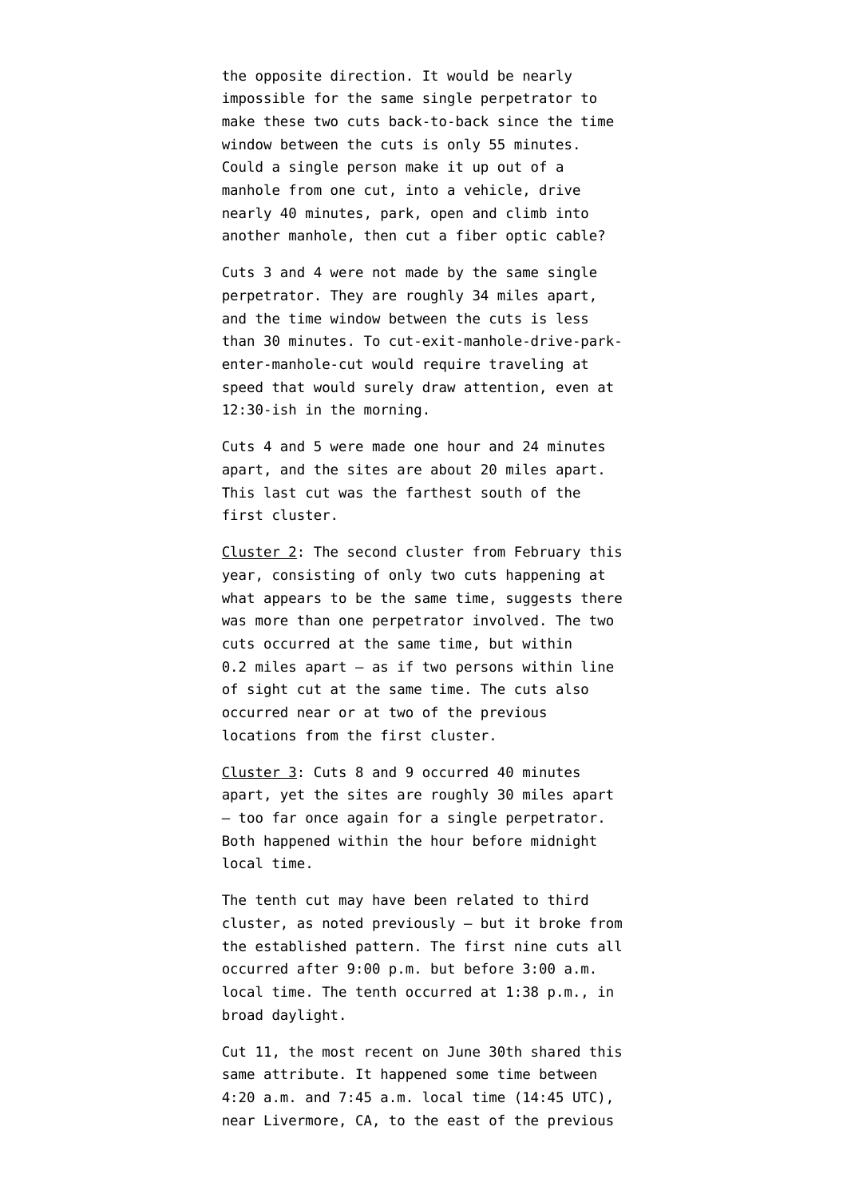the opposite direction. It would be nearly impossible for the same single perpetrator to make these two cuts back-to-back since the time window between the cuts is only 55 minutes. Could a single person make it up out of a manhole from one cut, into a vehicle, drive nearly 40 minutes, park, open and climb into another manhole, then cut a fiber optic cable?

Cuts 3 and 4 were not made by the same single perpetrator. They are roughly 34 miles apart, and the time window between the cuts is less than 30 minutes. To cut-exit-manhole-drive-park-enter-manhole-cut would require traveling at speed that would surely draw attention, even at 12:30-ish in the morning.

Cuts 4 and 5 were made one hour and 24 minutes apart, and the sites are about 20 miles apart. This last cut was the farthest south of the first cluster.

<u>Cluster 2</u>: The second cluster from February this year, consisting of only two cuts happening at what appears to be the same time, suggests there was more than one perpetrator involved. The two cuts occurred at the same time, but within 0.2 miles apart — as if two persons within line of sight cut at the same time. The cuts also occurred near or at two of the previous locations from the first cluster.

<u>Cluster 3</u>: Cuts 8 and 9 occurred 40 minutes apart, yet the sites are roughly 30 miles apart — too far once again for a single perpetrator. Both happened within the hour before midnight local time.

The tenth cut may have been related to third cluster, as noted previously — but it broke from the established pattern. The first nine cuts all occurred after 9:00 p.m. but before 3:00 a.m. local time. The tenth occurred at 1:38 p.m., in broad daylight.

Cut 11, the most recent on June 30th shared this same attribute. It happened some time between 4:20 a.m. and 7:45 a.m. local time (14:45 UTC), near Livermore, CA, to the east of the previous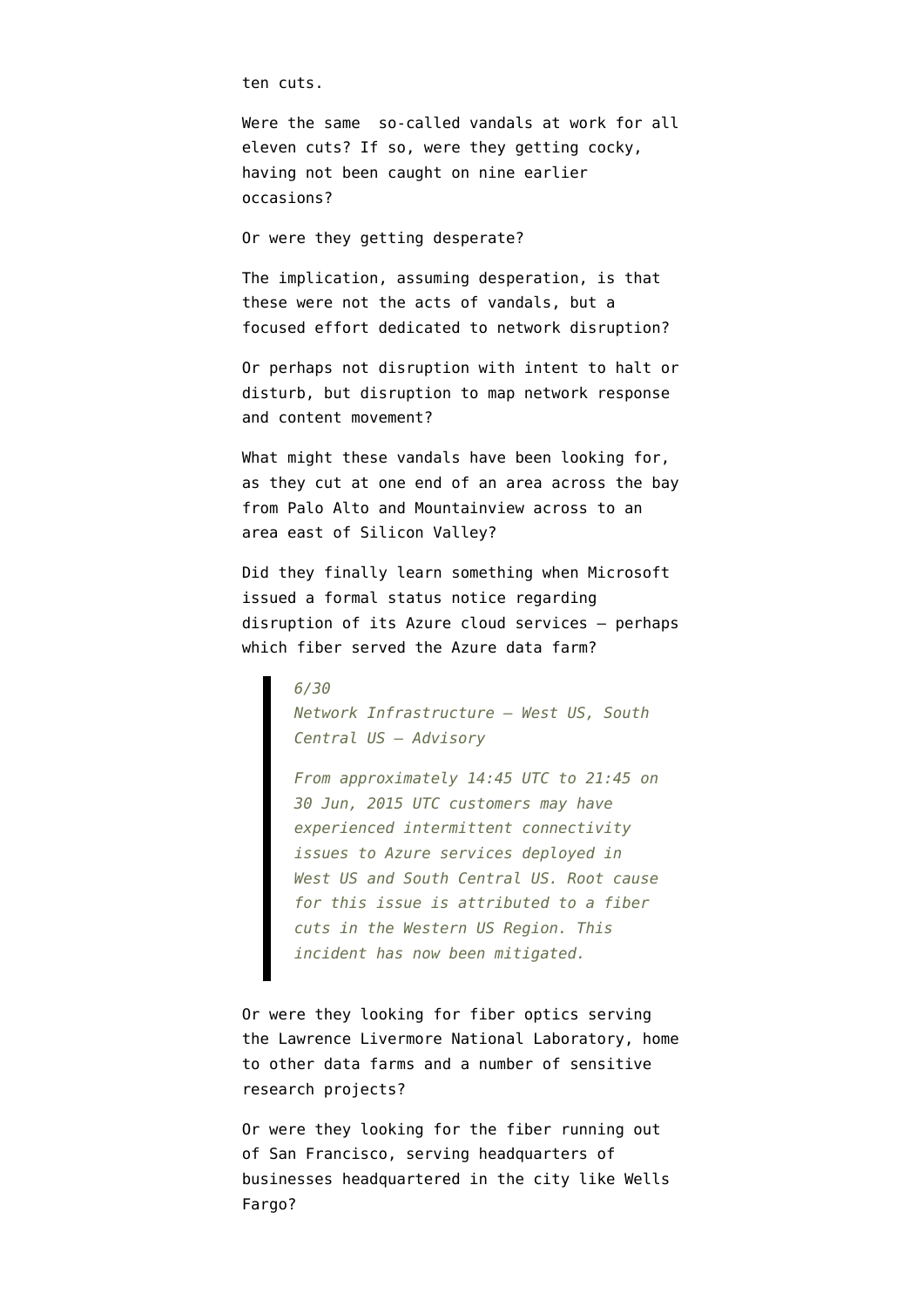ten cuts.

Were the same so-called vandals at work for all eleven cuts? If so, were they getting cocky, having not been caught on nine earlier occasions?

Or were they getting desperate?

The implication, assuming desperation, is that these were not the acts of vandals, but a focused effort dedicated to network disruption?

Or perhaps not disruption with intent to halt or disturb, but disruption to map network response and content movement?

What might these vandals have been looking for, as they cut at one end of an area across the bay from Palo Alto and Mountainview across to an area east of Silicon Valley?

Did they finally learn something when Microsoft issued a formal status notice regarding disruption of its Azure cloud services — perhaps which fiber served the Azure data farm?

> *6/30*
> *Network Infrastructure – West US, South Central US – Advisory*
>
> *From approximately 14:45 UTC to 21:45 on 30 Jun, 2015 UTC customers may have experienced intermittent connectivity issues to Azure services deployed in West US and South Central US. Root cause for this issue is attributed to a fiber cuts in the Western US Region. This incident has now been mitigated.*

Or were they looking for fiber optics serving the Lawrence Livermore National Laboratory, home to other data farms and a number of sensitive research projects?

Or were they looking for the fiber running out of San Francisco, serving headquarters of businesses headquartered in the city like Wells Fargo?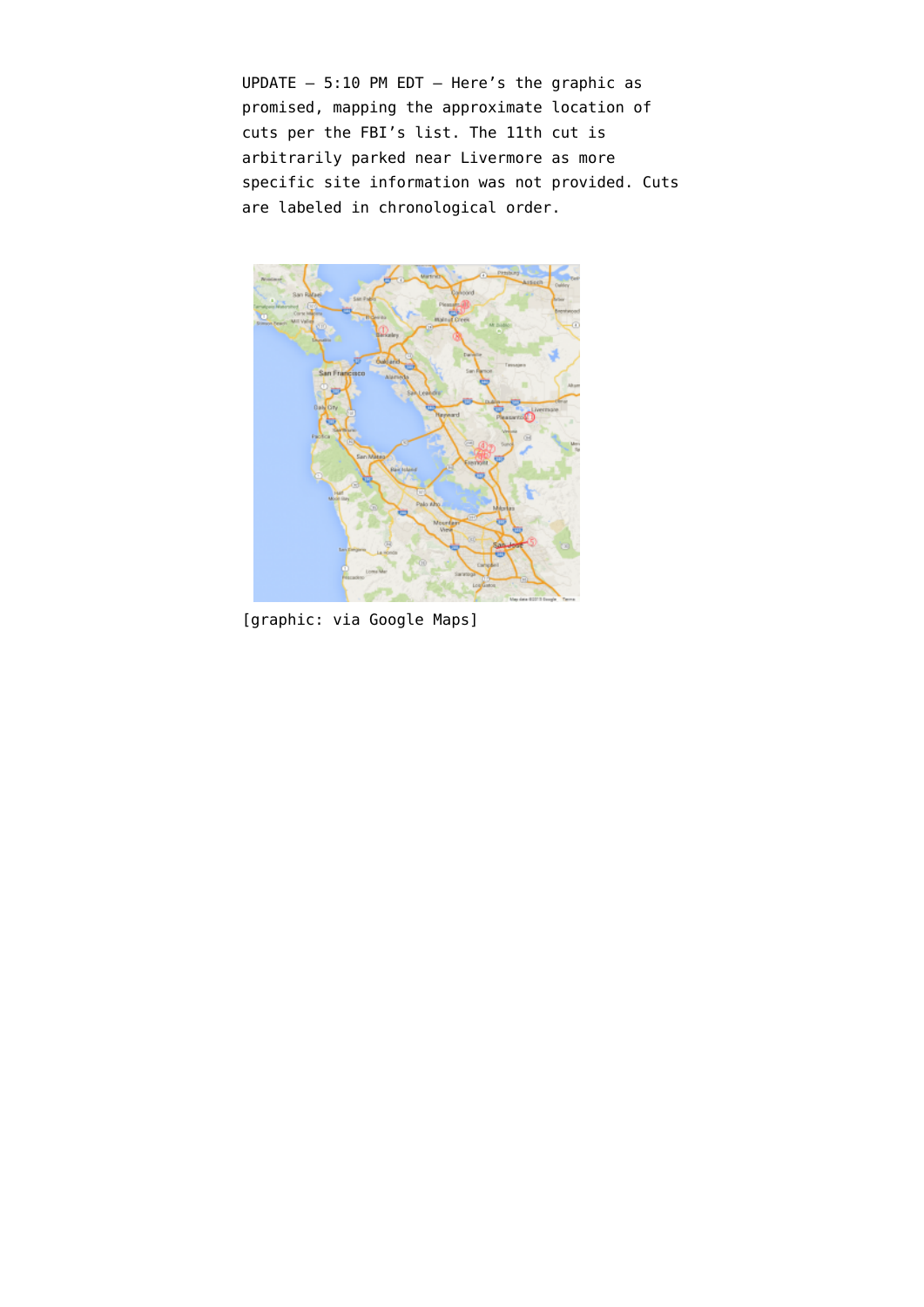UPDATE — 5:10 PM EDT — Here's the graphic as promised, mapping the approximate location of cuts per the FBI's list. The 11th cut is arbitrarily parked near Livermore as more specific site information was not provided. Cuts are labeled in chronological order.

[graphic: via Google Maps]